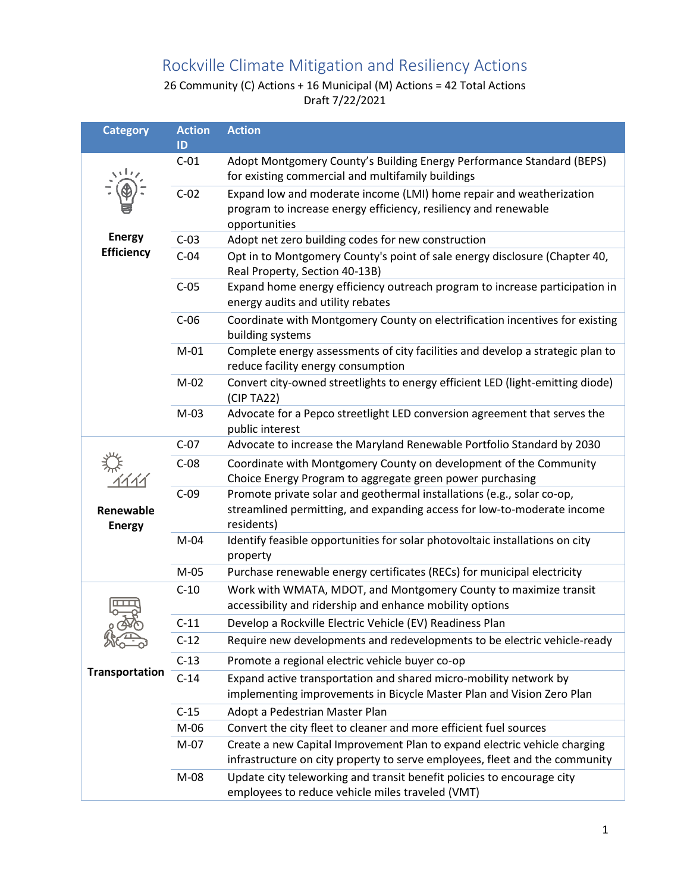# Rockville Climate Mitigation and Resiliency Actions

26 Community (C) Actions + 16 Municipal (M) Actions = 42 Total Actions
Draft 7/22/2021

| Category | Action ID | Action |
|---|---|---|
| Energy Efficiency | C-01 | Adopt Montgomery County's Building Energy Performance Standard (BEPS) for existing commercial and multifamily buildings |
| | C-02 | Expand low and moderate income (LMI) home repair and weatherization program to increase energy efficiency, resiliency and renewable opportunities |
| | C-03 | Adopt net zero building codes for new construction |
| | C-04 | Opt in to Montgomery County's point of sale energy disclosure (Chapter 40, Real Property, Section 40-13B) |
| | C-05 | Expand home energy efficiency outreach program to increase participation in energy audits and utility rebates |
| | C-06 | Coordinate with Montgomery County on electrification incentives for existing building systems |
| | M-01 | Complete energy assessments of city facilities and develop a strategic plan to reduce facility energy consumption |
| | M-02 | Convert city-owned streetlights to energy efficient LED (light-emitting diode) (CIP TA22) |
| | M-03 | Advocate for a Pepco streetlight LED conversion agreement that serves the public interest |
| Renewable Energy | C-07 | Advocate to increase the Maryland Renewable Portfolio Standard by 2030 |
| | C-08 | Coordinate with Montgomery County on development of the Community Choice Energy Program to aggregate green power purchasing |
| | C-09 | Promote private solar and geothermal installations (e.g., solar co-op, streamlined permitting, and expanding access for low-to-moderate income residents) |
| | M-04 | Identify feasible opportunities for solar photovoltaic installations on city property |
| | M-05 | Purchase renewable energy certificates (RECs) for municipal electricity |
| Transportation | C-10 | Work with WMATA, MDOT, and Montgomery County to maximize transit accessibility and ridership and enhance mobility options |
| | C-11 | Develop a Rockville Electric Vehicle (EV) Readiness Plan |
| | C-12 | Require new developments and redevelopments to be electric vehicle-ready |
| | C-13 | Promote a regional electric vehicle buyer co-op |
| | C-14 | Expand active transportation and shared micro-mobility network by implementing improvements in Bicycle Master Plan and Vision Zero Plan |
| | C-15 | Adopt a Pedestrian Master Plan |
| | M-06 | Convert the city fleet to cleaner and more efficient fuel sources |
| | M-07 | Create a new Capital Improvement Plan to expand electric vehicle charging infrastructure on city property to serve employees, fleet and the community |
| | M-08 | Update city teleworking and transit benefit policies to encourage city employees to reduce vehicle miles traveled (VMT) |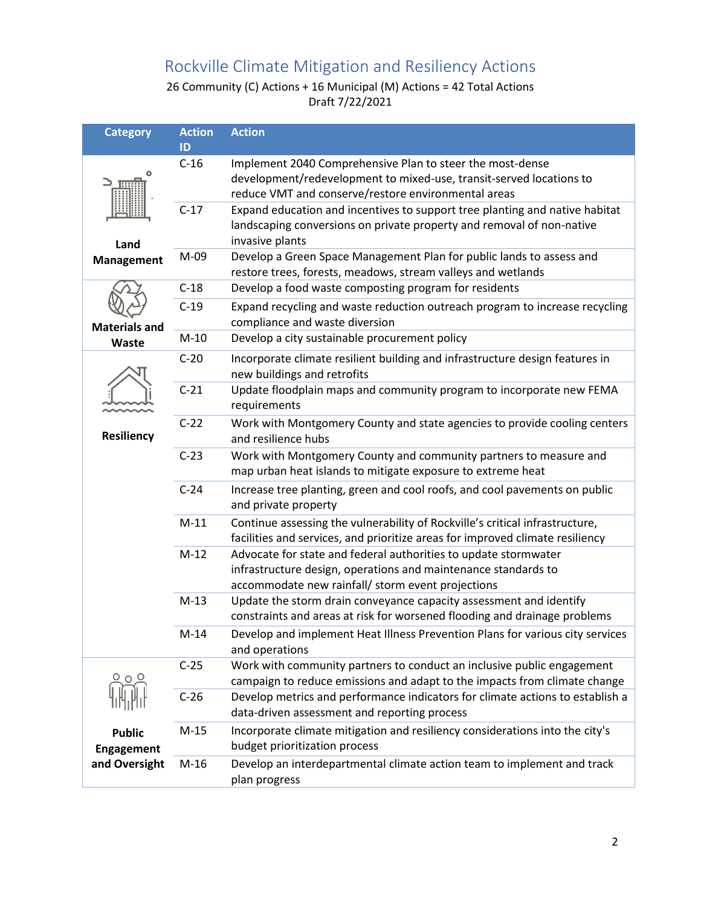# Rockville Climate Mitigation and Resiliency Actions

26 Community (C) Actions + 16 Municipal (M) Actions = 42 Total Actions
Draft 7/22/2021

| Category | Action ID | Action |
|---|---|---|
| Land Management | C-16 | Implement 2040 Comprehensive Plan to steer the most-dense development/redevelopment to mixed-use, transit-served locations to reduce VMT and conserve/restore environmental areas |
| | C-17 | Expand education and incentives to support tree planting and native habitat landscaping conversions on private property and removal of non-native invasive plants |
| | M-09 | Develop a Green Space Management Plan for public lands to assess and restore trees, forests, meadows, stream valleys and wetlands |
| Materials and Waste | C-18 | Develop a food waste composting program for residents |
| | C-19 | Expand recycling and waste reduction outreach program to increase recycling compliance and waste diversion |
| | M-10 | Develop a city sustainable procurement policy |
| Resiliency | C-20 | Incorporate climate resilient building and infrastructure design features in new buildings and retrofits |
| | C-21 | Update floodplain maps and community program to incorporate new FEMA requirements |
| | C-22 | Work with Montgomery County and state agencies to provide cooling centers and resilience hubs |
| | C-23 | Work with Montgomery County and community partners to measure and map urban heat islands to mitigate exposure to extreme heat |
| | C-24 | Increase tree planting, green and cool roofs, and cool pavements on public and private property |
| | M-11 | Continue assessing the vulnerability of Rockville's critical infrastructure, facilities and services, and prioritize areas for improved climate resiliency |
| | M-12 | Advocate for state and federal authorities to update stormwater infrastructure design, operations and maintenance standards to accommodate new rainfall/ storm event projections |
| | M-13 | Update the storm drain conveyance capacity assessment and identify constraints and areas at risk for worsened flooding and drainage problems |
| | M-14 | Develop and implement Heat Illness Prevention Plans for various city services and operations |
| Public Engagement and Oversight | C-25 | Work with community partners to conduct an inclusive public engagement campaign to reduce emissions and adapt to the impacts from climate change |
| | C-26 | Develop metrics and performance indicators for climate actions to establish a data-driven assessment and reporting process |
| | M-15 | Incorporate climate mitigation and resiliency considerations into the city's budget prioritization process |
| | M-16 | Develop an interdepartmental climate action team to implement and track plan progress |